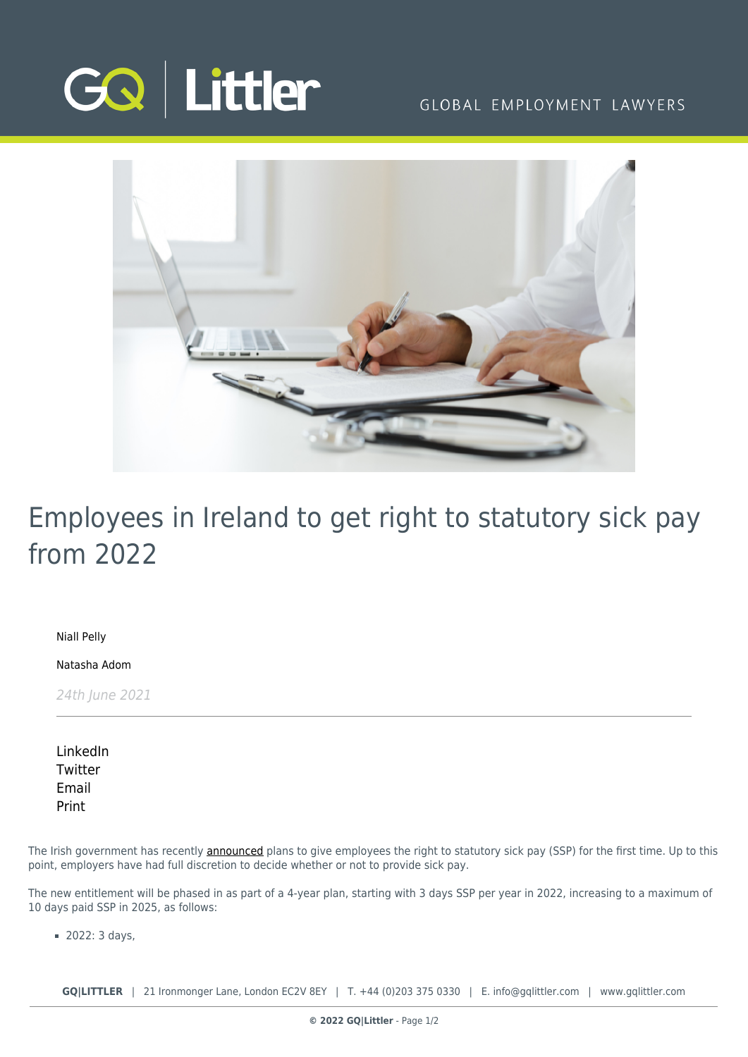# Employees in Ireland to get right to statutory sick pay from 2022

Niall Pelly

Natasha Adom

*24th June 2021*

LinkedIn
Twitter
Email
Print

The Irish government has recently announced plans to give employees the right to statutory sick pay (SSP) for the first time. Up to this point, employers have had full discretion to decide whether or not to provide sick pay.

The new entitlement will be phased in as part of a 4-year plan, starting with 3 days SSP per year in 2022, increasing to a maximum of 10 days paid SSP in 2025, as follows:

- 2022: 3 days,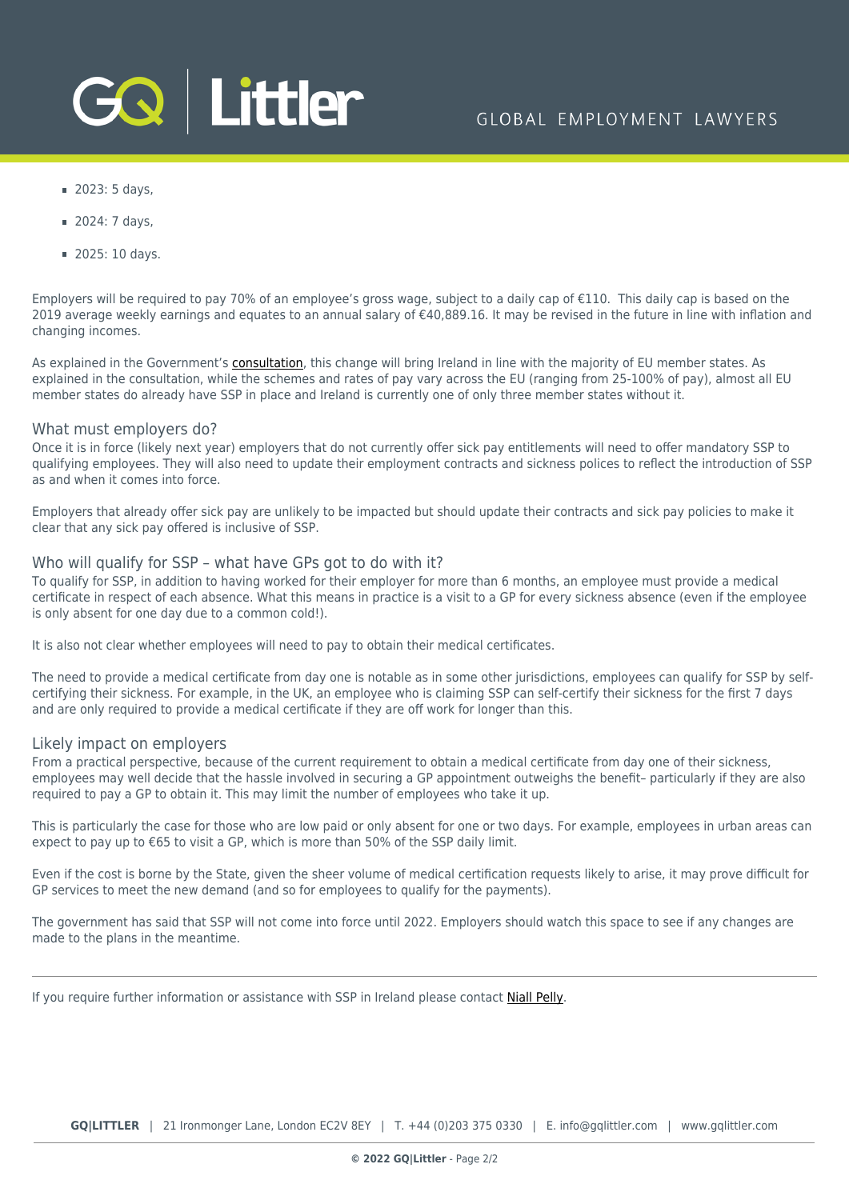- 2023: 5 days,
- 2024: 7 days,
- 2025: 10 days.

Employers will be required to pay 70% of an employee's gross wage, subject to a daily cap of €110. This daily cap is based on the 2019 average weekly earnings and equates to an annual salary of €40,889.16. It may be revised in the future in line with inflation and changing incomes.

As explained in the Government's consultation, this change will bring Ireland in line with the majority of EU member states. As explained in the consultation, while the schemes and rates of pay vary across the EU (ranging from 25-100% of pay), almost all EU member states do already have SSP in place and Ireland is currently one of only three member states without it.

## What must employers do?

Once it is in force (likely next year) employers that do not currently offer sick pay entitlements will need to offer mandatory SSP to qualifying employees. They will also need to update their employment contracts and sickness polices to reflect the introduction of SSP as and when it comes into force.

Employers that already offer sick pay are unlikely to be impacted but should update their contracts and sick pay policies to make it clear that any sick pay offered is inclusive of SSP.

## Who will qualify for SSP – what have GPs got to do with it?

To qualify for SSP, in addition to having worked for their employer for more than 6 months, an employee must provide a medical certificate in respect of each absence. What this means in practice is a visit to a GP for every sickness absence (even if the employee is only absent for one day due to a common cold!).

It is also not clear whether employees will need to pay to obtain their medical certificates.

The need to provide a medical certificate from day one is notable as in some other jurisdictions, employees can qualify for SSP by self-certifying their sickness. For example, in the UK, an employee who is claiming SSP can self-certify their sickness for the first 7 days and are only required to provide a medical certificate if they are off work for longer than this.

## Likely impact on employers

From a practical perspective, because of the current requirement to obtain a medical certificate from day one of their sickness, employees may well decide that the hassle involved in securing a GP appointment outweighs the benefit– particularly if they are also required to pay a GP to obtain it. This may limit the number of employees who take it up.

This is particularly the case for those who are low paid or only absent for one or two days. For example, employees in urban areas can expect to pay up to €65 to visit a GP, which is more than 50% of the SSP daily limit.

Even if the cost is borne by the State, given the sheer volume of medical certification requests likely to arise, it may prove difficult for GP services to meet the new demand (and so for employees to qualify for the payments).

The government has said that SSP will not come into force until 2022. Employers should watch this space to see if any changes are made to the plans in the meantime.

---

If you require further information or assistance with SSP in Ireland please contact Niall Pelly.